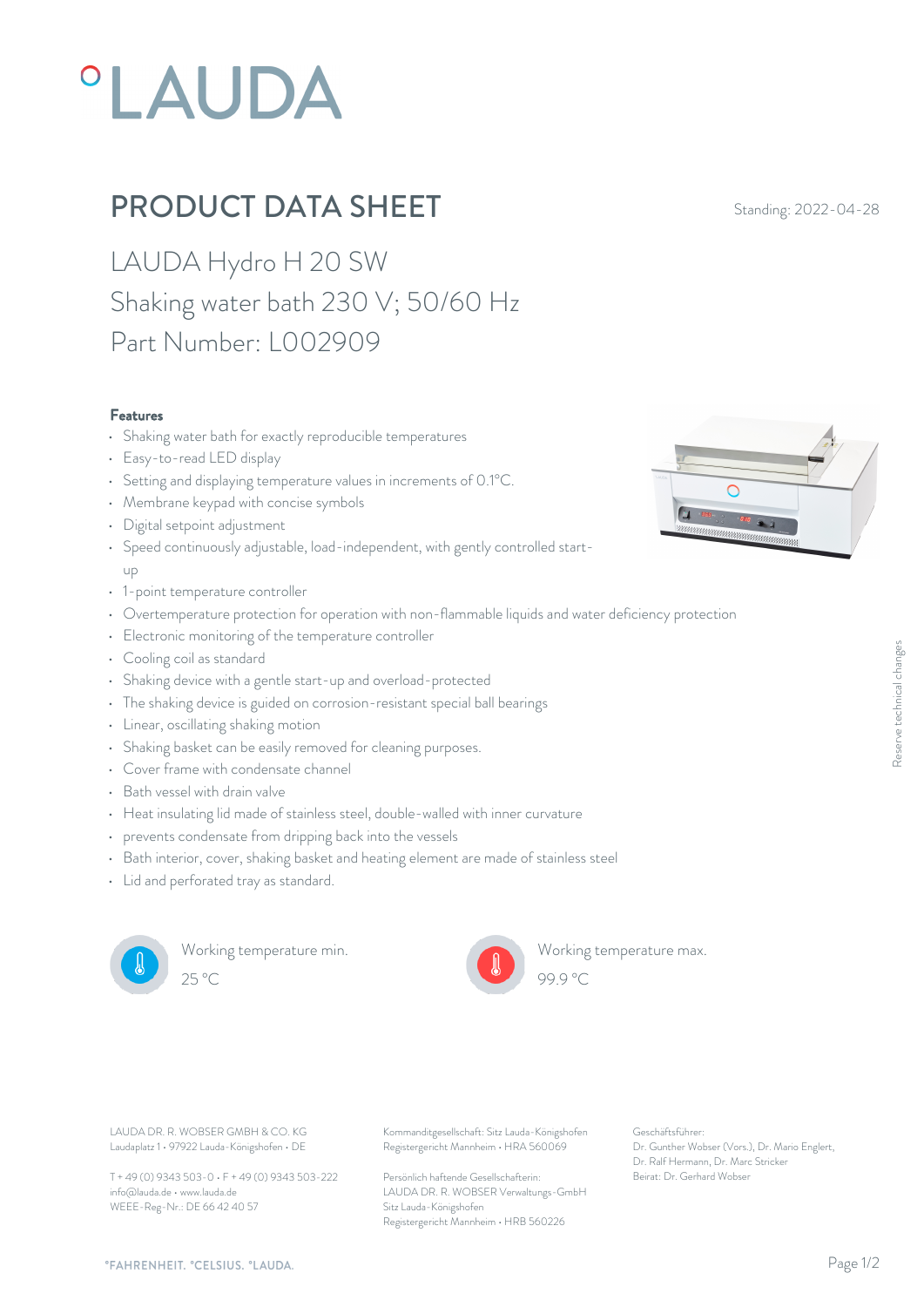# PRODUCT DATA SHEET

Standing: 2022-04-28

## LAUDA Hydro H 20 SW
## Shaking water bath 230 V; 50/60 Hz
## Part Number: L002909

### Features

- Shaking water bath for exactly reproducible temperatures
- Easy-to-read LED display
- Setting and displaying temperature values in increments of 0.1°C.
- Membrane keypad with concise symbols
- Digital setpoint adjustment
- Speed continuously adjustable, load-independent, with gently controlled start-up
- 1-point temperature controller
- Overtemperature protection for operation with non-flammable liquids and water deficiency protection
- Electronic monitoring of the temperature controller
- Cooling coil as standard
- Shaking device with a gentle start-up and overload-protected
- The shaking device is guided on corrosion-resistant special ball bearings
- Linear, oscillating shaking motion
- Shaking basket can be easily removed for cleaning purposes.
- Cover frame with condensate channel
- Bath vessel with drain valve
- Heat insulating lid made of stainless steel, double-walled with inner curvature
- prevents condensate from dripping back into the vessels
- Bath interior, cover, shaking basket and heating element are made of stainless steel
- Lid and perforated tray as standard.

Working temperature min.
25 °C

Working temperature max.
99.9 °C

Reserve technical changes

LAUDA DR. R. WOBSER GMBH & CO. KG
Laudaplatz 1 • 97922 Lauda-Königshofen • DE

T + 49 (0) 9343 503-0 • F + 49 (0) 9343 503-222
info@lauda.de • www.lauda.de
WEEE-Reg-Nr.: DE 66 42 40 57

Kommanditgesellschaft: Sitz Lauda-Königshofen
Registergericht Mannheim • HRA 560069

Persönlich haftende Gesellschafterin:
LAUDA DR. R. WOBSER Verwaltungs-GmbH
Sitz Lauda-Königshofen
Registergericht Mannheim • HRB 560226

Geschäftsführer:
Dr. Gunther Wobser (Vors.), Dr. Mario Englert, Dr. Ralf Hermann, Dr. Marc Stricker
Beirat: Dr. Gerhard Wobser

°FAHRENHEIT. °CELSIUS. °LAUDA.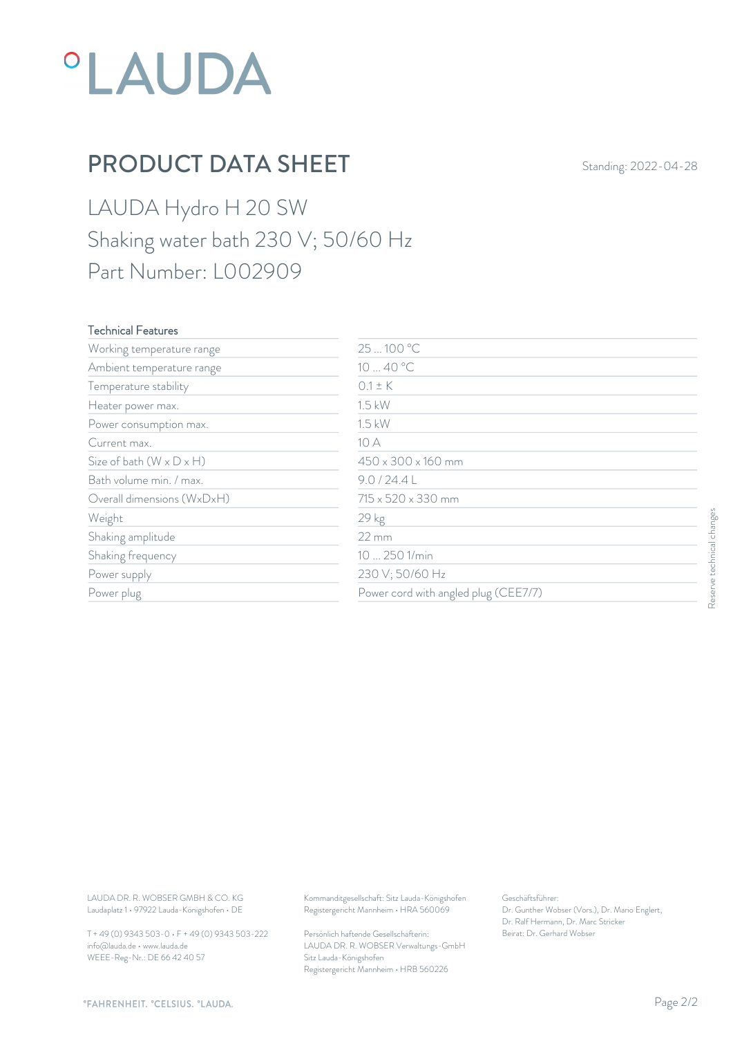# °LAUDA

## PRODUCT DATA SHEET

Standing: 2022-04-28

LAUDA Hydro H 20 SW
Shaking water bath 230 V; 50/60 Hz
Part Number: L002909

| Technical Features | |
|---|---|
| Working temperature range | 25 ... 100 °C |
| Ambient temperature range | 10 ... 40 °C |
| Temperature stability | 0.1 ± K |
| Heater power max. | 1.5 kW |
| Power consumption max. | 1.5 kW |
| Current max. | 10 A |
| Size of bath (W x D x H) | 450 x 300 x 160 mm |
| Bath volume min. / max. | 9.0 / 24.4 L |
| Overall dimensions (WxDxH) | 715 x 520 x 330 mm |
| Weight | 29 kg |
| Shaking amplitude | 22 mm |
| Shaking frequency | 10 ... 250 1/min |
| Power supply | 230 V; 50/60 Hz |
| Power plug | Power cord with angled plug (CEE7/7) |

Reserve technical changes

LAUDA DR. R. WOBSER GMBH & CO. KG
Laudaplatz 1 • 97922 Lauda-Königshofen • DE

T + 49 (0) 9343 503-0 • F + 49 (0) 9343 503-222
info@lauda.de • www.lauda.de
WEEE-Reg-Nr.: DE 66 42 40 57

Kommanditgesellschaft: Sitz Lauda-Königshofen
Registergericht Mannheim • HRA 560069

Persönlich haftende Gesellschafterin:
LAUDA DR. R. WOBSER Verwaltungs-GmbH
Sitz Lauda-Königshofen
Registergericht Mannheim • HRB 560226

Geschäftsführer:
Dr. Gunther Wobser (Vors.), Dr. Mario Englert,
Dr. Ralf Hermann, Dr. Marc Stricker
Beirat: Dr. Gerhard Wobser

°FAHRENHEIT. °CELSIUS. °LAUDA.